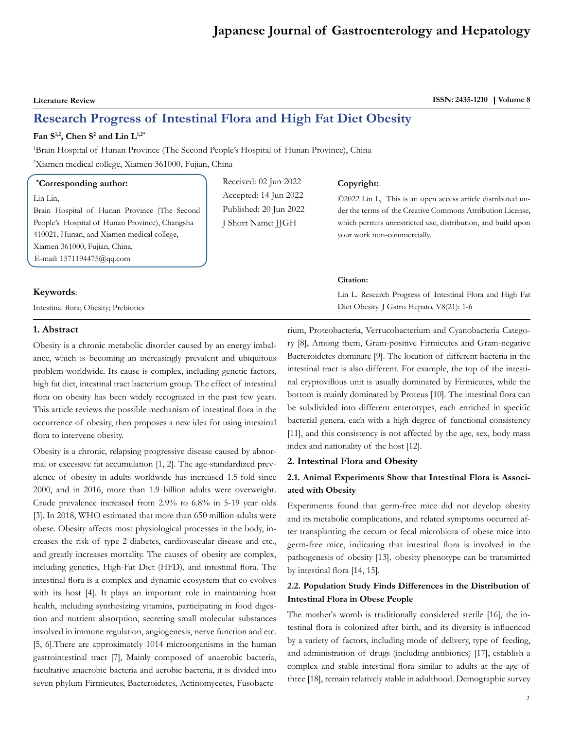Literature Review

ISSN: 2435-1210 | Volume 8

# Research Progress of Intestinal Flora and High Fat Diet Obesity

**Fan S[1,2], Chen S[2] and Lin L[1,2*]**

[1]Brain Hospital of Hunan Province (The Second People's Hospital of Hunan Province), China

[2]Xiamen medical college, Xiamen 361000, Fujian, China

**\*Corresponding author:**

Lin Lin,
Brain Hospital of Hunan Province (The Second People's Hospital of Hunan Province), Changsha 410021, Hunan, and Xiamen medical college, Xiamen 361000, Fujian, China,
E-mail: 1571194475@qq.com

Received: 02 Jun 2022
Accepted: 14 Jun 2022
Published: 20 Jun 2022
J Short Name: JJGH

**Copyright:**

©2022 Lin L, This is an open access article distributed under the terms of the Creative Commons Attribution License, which permits unrestricted use, distribution, and build upon your work non-commercially.

**Citation:**

Lin L. Research Progress of Intestinal Flora and High Fat Diet Obesity. J Gstro Hepato. V8(21): 1-6

**Keywords**:

Intestinal flora; Obesity; Prebiotics

## 1. Abstract

Obesity is a chronic metabolic disorder caused by an energy imbalance, which is becoming an increasingly prevalent and ubiquitous problem worldwide. Its cause is complex, including genetic factors, high fat diet, intestinal tract bacterium group. The effect of intestinal flora on obesity has been widely recognized in the past few years. This article reviews the possible mechanism of intestinal flora in the occurrence of obesity, then proposes a new idea for using intestinal flora to intervene obesity.

Obesity is a chronic, relapsing progressive disease caused by abnormal or excessive fat accumulation [1, 2]. The age-standardized prevalence of obesity in adults worldwide has increased 1.5-fold since 2000, and in 2016, more than 1.9 billion adults were overweight. Crude prevalence increased from 2.9% to 6.8% in 5-19 year olds [3]. In 2018, WHO estimated that more than 650 million adults were obese. Obesity affects most physiological processes in the body, increases the risk of type 2 diabetes, cardiovascular disease and etc., and greatly increases mortality. The causes of obesity are complex, including genetics, High-Fat Diet (HFD), and intestinal flora. The intestinal flora is a complex and dynamic ecosystem that co-evolves with its host [4], It plays an important role in maintaining host health, including synthesizing vitamins, participating in food digestion and nutrient absorption, secreting small molecular substances involved in immune regulation, angiogenesis, nerve function and etc. [5, 6].There are approximately 1014 microorganisms in the human gastrointestinal tract [7], Mainly composed of anaerobic bacteria, facultative anaerobic bacteria and aerobic bacteria, it is divided into seven phylum Firmicutes, Bacteroidetes, Actinomycetes, Fusobacterium, Proteobacteria, Verrucobacterium and Cyanobacteria Category [8], Among them, Gram-positive Firmicutes and Gram-negative Bacteroidetes dominate [9]. The location of different bacteria in the intestinal tract is also different. For example, the top of the intestinal cryptovillous unit is usually dominated by Firmicutes, while the bottom is mainly dominated by Proteus [10]. The intestinal flora can be subdivided into different enterotypes, each enriched in specific bacterial genera, each with a high degree of functional consistency [11], and this consistency is not affected by the age, sex, body mass index and nationality of the host [12].

## 2. Intestinal Flora and Obesity

### 2.1. Animal Experiments Show that Intestinal Flora is Associated with Obesity

Experiments found that germ-free mice did not develop obesity and its metabolic complications, and related symptoms occurred after transplanting the cecum or fecal microbiota of obese mice into germ-free mice, indicating that intestinal flora is involved in the pathogenesis of obesity [13], obesity phenotype can be transmitted by intestinal flora [14, 15].

### 2.2. Population Study Finds Differences in the Distribution of Intestinal Flora in Obese People

The mother's womb is traditionally considered sterile [16], the intestinal flora is colonized after birth, and its diversity is influenced by a variety of factors, including mode of delivery, type of feeding, and administration of drugs (including antibiotics) [17], establish a complex and stable intestinal flora similar to adults at the age of three [18], remain relatively stable in adulthood. Demographic survey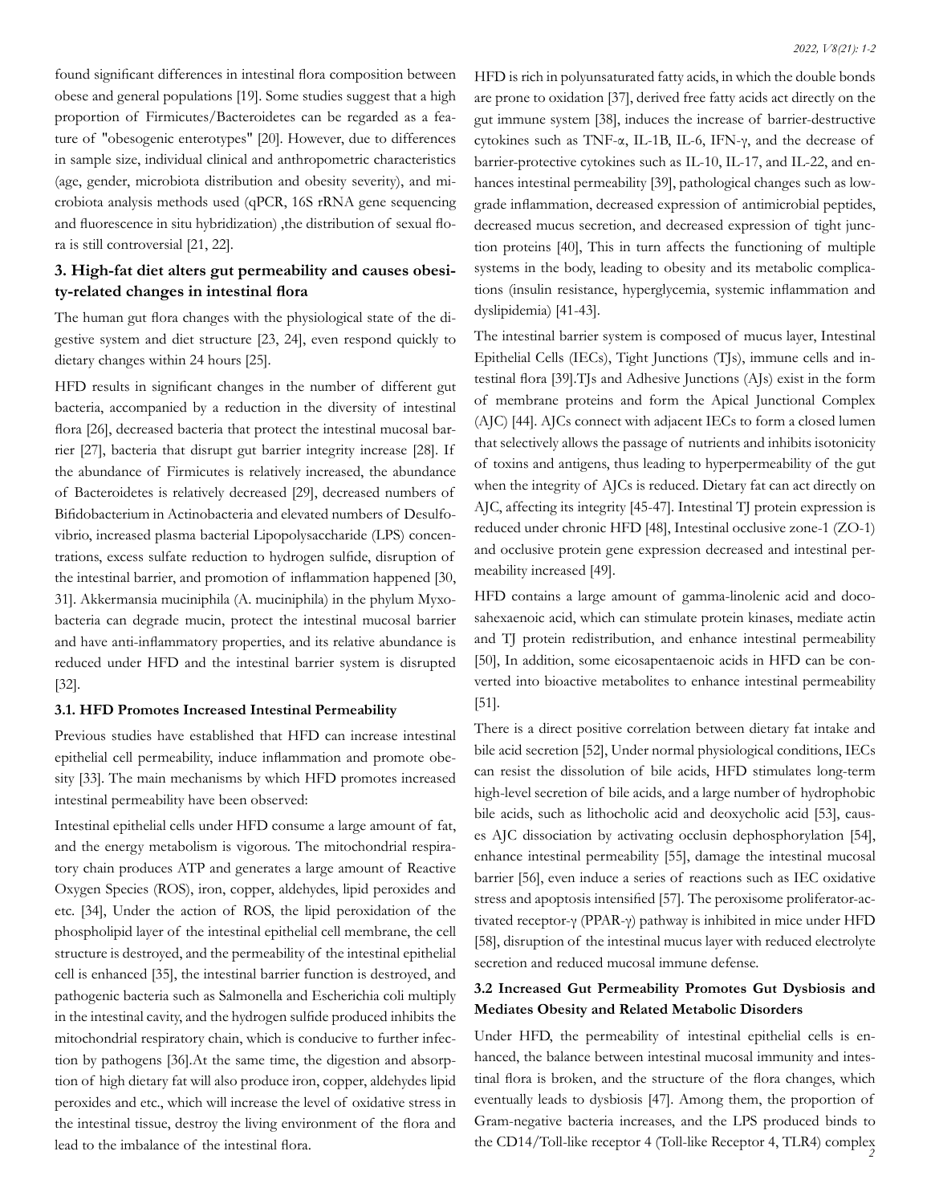found significant differences in intestinal flora composition between obese and general populations [19]. Some studies suggest that a high proportion of Firmicutes/Bacteroidetes can be regarded as a feature of "obesogenic enterotypes" [20]. However, due to differences in sample size, individual clinical and anthropometric characteristics (age, gender, microbiota distribution and obesity severity), and microbiota analysis methods used (qPCR, 16S rRNA gene sequencing and fluorescence in situ hybridization) ,the distribution of sexual flora is still controversial [21, 22].

## 3. High-fat diet alters gut permeability and causes obesity-related changes in intestinal flora

The human gut flora changes with the physiological state of the digestive system and diet structure [23, 24], even respond quickly to dietary changes within 24 hours [25].

HFD results in significant changes in the number of different gut bacteria, accompanied by a reduction in the diversity of intestinal flora [26], decreased bacteria that protect the intestinal mucosal barrier [27], bacteria that disrupt gut barrier integrity increase [28]. If the abundance of Firmicutes is relatively increased, the abundance of Bacteroidetes is relatively decreased [29], decreased numbers of Bifidobacterium in Actinobacteria and elevated numbers of Desulfovibrio, increased plasma bacterial Lipopolysaccharide (LPS) concentrations, excess sulfate reduction to hydrogen sulfide, disruption of the intestinal barrier, and promotion of inflammation happened [30, 31]. Akkermansia muciniphila (A. muciniphila) in the phylum Myxobacteria can degrade mucin, protect the intestinal mucosal barrier and have anti-inflammatory properties, and its relative abundance is reduced under HFD and the intestinal barrier system is disrupted [32].

### 3.1. HFD Promotes Increased Intestinal Permeability

Previous studies have established that HFD can increase intestinal epithelial cell permeability, induce inflammation and promote obesity [33]. The main mechanisms by which HFD promotes increased intestinal permeability have been observed:

Intestinal epithelial cells under HFD consume a large amount of fat, and the energy metabolism is vigorous. The mitochondrial respiratory chain produces ATP and generates a large amount of Reactive Oxygen Species (ROS), iron, copper, aldehydes, lipid peroxides and etc. [34], Under the action of ROS, the lipid peroxidation of the phospholipid layer of the intestinal epithelial cell membrane, the cell structure is destroyed, and the permeability of the intestinal epithelial cell is enhanced [35], the intestinal barrier function is destroyed, and pathogenic bacteria such as Salmonella and Escherichia coli multiply in the intestinal cavity, and the hydrogen sulfide produced inhibits the mitochondrial respiratory chain, which is conducive to further infection by pathogens [36].At the same time, the digestion and absorption of high dietary fat will also produce iron, copper, aldehydes lipid peroxides and etc., which will increase the level of oxidative stress in the intestinal tissue, destroy the living environment of the flora and lead to the imbalance of the intestinal flora.

HFD is rich in polyunsaturated fatty acids, in which the double bonds are prone to oxidation [37], derived free fatty acids act directly on the gut immune system [38], induces the increase of barrier-destructive cytokines such as TNF-α, IL-1B, IL-6, IFN-γ, and the decrease of barrier-protective cytokines such as IL-10, IL-17, and IL-22, and enhances intestinal permeability [39], pathological changes such as low-grade inflammation, decreased expression of antimicrobial peptides, decreased mucus secretion, and decreased expression of tight junction proteins [40], This in turn affects the functioning of multiple systems in the body, leading to obesity and its metabolic complications (insulin resistance, hyperglycemia, systemic inflammation and dyslipidemia) [41-43].

The intestinal barrier system is composed of mucus layer, Intestinal Epithelial Cells (IECs), Tight Junctions (TJs), immune cells and intestinal flora [39].TJs and Adhesive Junctions (AJs) exist in the form of membrane proteins and form the Apical Junctional Complex (AJC) [44]. AJCs connect with adjacent IECs to form a closed lumen that selectively allows the passage of nutrients and inhibits isotonicity of toxins and antigens, thus leading to hyperpermeability of the gut when the integrity of AJCs is reduced. Dietary fat can act directly on AJC, affecting its integrity [45-47]. Intestinal TJ protein expression is reduced under chronic HFD [48], Intestinal occlusive zone-1 (ZO-1) and occlusive protein gene expression decreased and intestinal permeability increased [49].

HFD contains a large amount of gamma-linolenic acid and docosahexaenoic acid, which can stimulate protein kinases, mediate actin and TJ protein redistribution, and enhance intestinal permeability [50], In addition, some eicosapentaenoic acids in HFD can be converted into bioactive metabolites to enhance intestinal permeability [51].

There is a direct positive correlation between dietary fat intake and bile acid secretion [52], Under normal physiological conditions, IECs can resist the dissolution of bile acids, HFD stimulates long-term high-level secretion of bile acids, and a large number of hydrophobic bile acids, such as lithocholic acid and deoxycholic acid [53], causes AJC dissociation by activating occlusin dephosphorylation [54], enhance intestinal permeability [55], damage the intestinal mucosal barrier [56], even induce a series of reactions such as IEC oxidative stress and apoptosis intensified [57]. The peroxisome proliferator-activated receptor-γ (PPAR-γ) pathway is inhibited in mice under HFD [58], disruption of the intestinal mucus layer with reduced electrolyte secretion and reduced mucosal immune defense.

### 3.2 Increased Gut Permeability Promotes Gut Dysbiosis and Mediates Obesity and Related Metabolic Disorders

Under HFD, the permeability of intestinal epithelial cells is enhanced, the balance between intestinal mucosal immunity and intestinal flora is broken, and the structure of the flora changes, which eventually leads to dysbiosis [47]. Among them, the proportion of Gram-negative bacteria increases, and the LPS produced binds to the CD14/Toll-like receptor 4 (Toll-like Receptor 4, TLR4) complex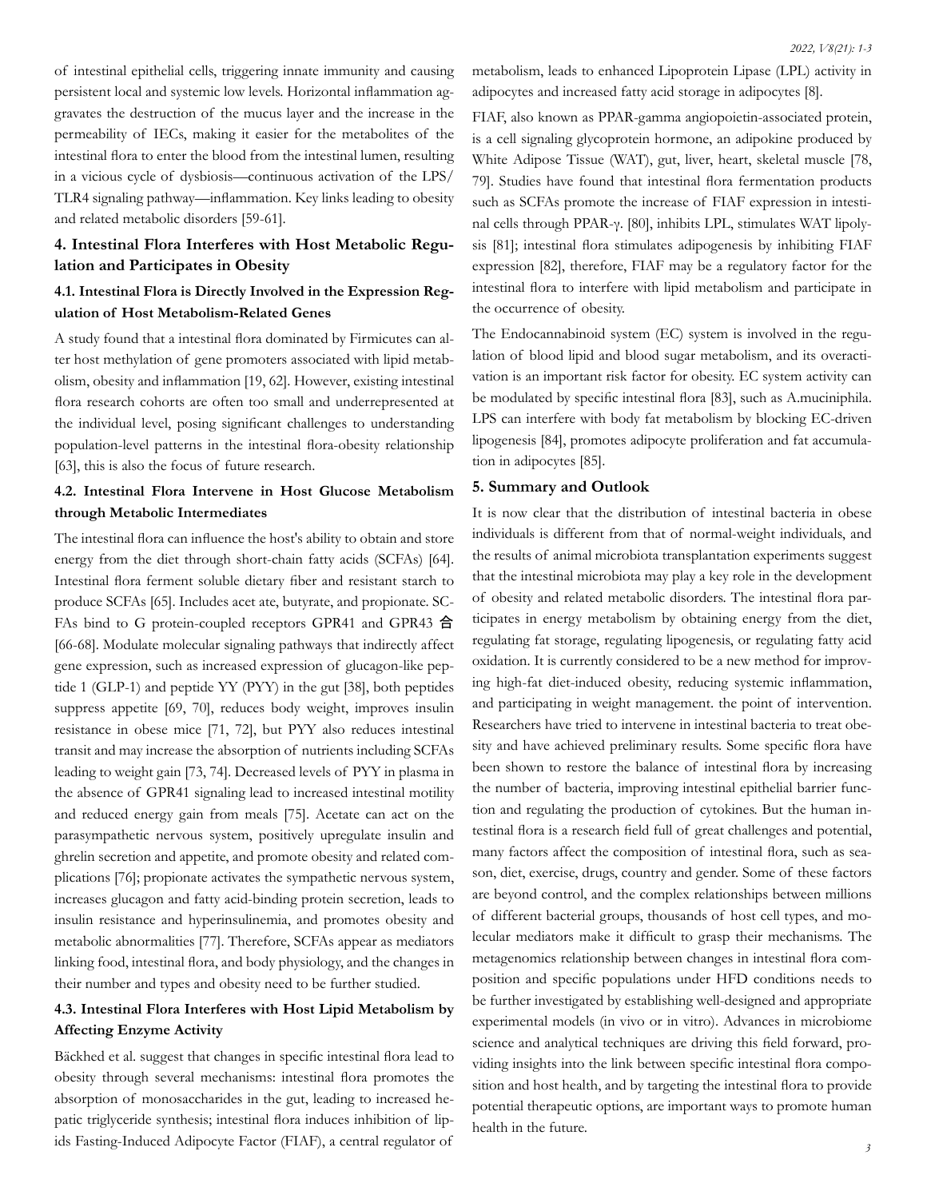of intestinal epithelial cells, triggering innate immunity and causing persistent local and systemic low levels. Horizontal inflammation aggravates the destruction of the mucus layer and the increase in the permeability of IECs, making it easier for the metabolites of the intestinal flora to enter the blood from the intestinal lumen, resulting in a vicious cycle of dysbiosis—continuous activation of the LPS/TLR4 signaling pathway—inflammation. Key links leading to obesity and related metabolic disorders [59-61].

## 4. Intestinal Flora Interferes with Host Metabolic Regulation and Participates in Obesity

### 4.1. Intestinal Flora is Directly Involved in the Expression Regulation of Host Metabolism-Related Genes

A study found that a intestinal flora dominated by Firmicutes can alter host methylation of gene promoters associated with lipid metabolism, obesity and inflammation [19, 62]. However, existing intestinal flora research cohorts are often too small and underrepresented at the individual level, posing significant challenges to understanding population-level patterns in the intestinal flora-obesity relationship [63], this is also the focus of future research.

### 4.2. Intestinal Flora Intervene in Host Glucose Metabolism through Metabolic Intermediates

The intestinal flora can influence the host's ability to obtain and store energy from the diet through short-chain fatty acids (SCFAs) [64]. Intestinal flora ferment soluble dietary fiber and resistant starch to produce SCFAs [65]. Includes acet ate, butyrate, and propionate. SCFAs bind to G protein-coupled receptors GPR41 and GPR43 合 [66-68]. Modulate molecular signaling pathways that indirectly affect gene expression, such as increased expression of glucagon-like peptide 1 (GLP-1) and peptide YY (PYY) in the gut [38], both peptides suppress appetite [69, 70], reduces body weight, improves insulin resistance in obese mice [71, 72], but PYY also reduces intestinal transit and may increase the absorption of nutrients including SCFAs leading to weight gain [73, 74]. Decreased levels of PYY in plasma in the absence of GPR41 signaling lead to increased intestinal motility and reduced energy gain from meals [75]. Acetate can act on the parasympathetic nervous system, positively upregulate insulin and ghrelin secretion and appetite, and promote obesity and related complications [76]; propionate activates the sympathetic nervous system, increases glucagon and fatty acid-binding protein secretion, leads to insulin resistance and hyperinsulinemia, and promotes obesity and metabolic abnormalities [77]. Therefore, SCFAs appear as mediators linking food, intestinal flora, and body physiology, and the changes in their number and types and obesity need to be further studied.

### 4.3. Intestinal Flora Interferes with Host Lipid Metabolism by Affecting Enzyme Activity

Bäckhed et al. suggest that changes in specific intestinal flora lead to obesity through several mechanisms: intestinal flora promotes the absorption of monosaccharides in the gut, leading to increased hepatic triglyceride synthesis; intestinal flora induces inhibition of lipids Fasting-Induced Adipocyte Factor (FIAF), a central regulator of metabolism, leads to enhanced Lipoprotein Lipase (LPL) activity in adipocytes and increased fatty acid storage in adipocytes [8].

FIAF, also known as PPAR-gamma angiopoietin-associated protein, is a cell signaling glycoprotein hormone, an adipokine produced by White Adipose Tissue (WAT), gut, liver, heart, skeletal muscle [78, 79]. Studies have found that intestinal flora fermentation products such as SCFAs promote the increase of FIAF expression in intestinal cells through PPAR-γ. [80], inhibits LPL, stimulates WAT lipolysis [81]; intestinal flora stimulates adipogenesis by inhibiting FIAF expression [82], therefore, FIAF may be a regulatory factor for the intestinal flora to interfere with lipid metabolism and participate in the occurrence of obesity.

The Endocannabinoid system (EC) system is involved in the regulation of blood lipid and blood sugar metabolism, and its overactivation is an important risk factor for obesity. EC system activity can be modulated by specific intestinal flora [83], such as A.muciniphila. LPS can interfere with body fat metabolism by blocking EC-driven lipogenesis [84], promotes adipocyte proliferation and fat accumulation in adipocytes [85].

## 5. Summary and Outlook

It is now clear that the distribution of intestinal bacteria in obese individuals is different from that of normal-weight individuals, and the results of animal microbiota transplantation experiments suggest that the intestinal microbiota may play a key role in the development of obesity and related metabolic disorders. The intestinal flora participates in energy metabolism by obtaining energy from the diet, regulating fat storage, regulating lipogenesis, or regulating fatty acid oxidation. It is currently considered to be a new method for improving high-fat diet-induced obesity, reducing systemic inflammation, and participating in weight management. the point of intervention. Researchers have tried to intervene in intestinal bacteria to treat obesity and have achieved preliminary results. Some specific flora have been shown to restore the balance of intestinal flora by increasing the number of bacteria, improving intestinal epithelial barrier function and regulating the production of cytokines. But the human intestinal flora is a research field full of great challenges and potential, many factors affect the composition of intestinal flora, such as season, diet, exercise, drugs, country and gender. Some of these factors are beyond control, and the complex relationships between millions of different bacterial groups, thousands of host cell types, and molecular mediators make it difficult to grasp their mechanisms. The metagenomics relationship between changes in intestinal flora composition and specific populations under HFD conditions needs to be further investigated by establishing well-designed and appropriate experimental models (in vivo or in vitro). Advances in microbiome science and analytical techniques are driving this field forward, providing insights into the link between specific intestinal flora composition and host health, and by targeting the intestinal flora to provide potential therapeutic options, are important ways to promote human health in the future.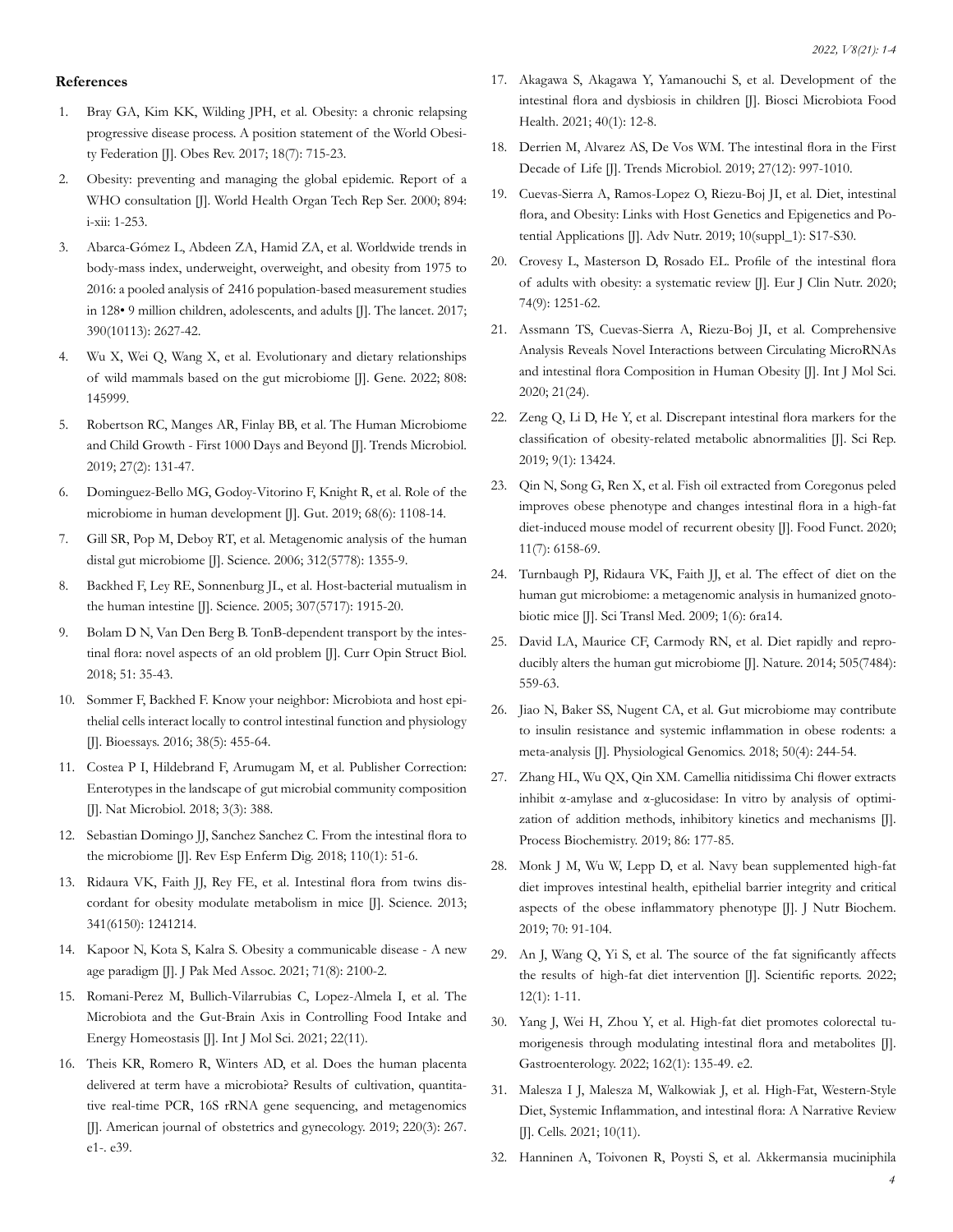## References

1. Bray GA, Kim KK, Wilding JPH, et al. Obesity: a chronic relapsing progressive disease process. A position statement of the World Obesity Federation [J]. Obes Rev. 2017; 18(7): 715-23.
2. Obesity: preventing and managing the global epidemic. Report of a WHO consultation [J]. World Health Organ Tech Rep Ser. 2000; 894: i-xii: 1-253.
3. Abarca-Gómez L, Abdeen ZA, Hamid ZA, et al. Worldwide trends in body-mass index, underweight, overweight, and obesity from 1975 to 2016: a pooled analysis of 2416 population-based measurement studies in 128• 9 million children, adolescents, and adults [J]. The lancet. 2017; 390(10113): 2627-42.
4. Wu X, Wei Q, Wang X, et al. Evolutionary and dietary relationships of wild mammals based on the gut microbiome [J]. Gene. 2022; 808: 145999.
5. Robertson RC, Manges AR, Finlay BB, et al. The Human Microbiome and Child Growth - First 1000 Days and Beyond [J]. Trends Microbiol. 2019; 27(2): 131-47.
6. Dominguez-Bello MG, Godoy-Vitorino F, Knight R, et al. Role of the microbiome in human development [J]. Gut. 2019; 68(6): 1108-14.
7. Gill SR, Pop M, Deboy RT, et al. Metagenomic analysis of the human distal gut microbiome [J]. Science. 2006; 312(5778): 1355-9.
8. Backhed F, Ley RE, Sonnenburg JL, et al. Host-bacterial mutualism in the human intestine [J]. Science. 2005; 307(5717): 1915-20.
9. Bolam D N, Van Den Berg B. TonB-dependent transport by the intestinal flora: novel aspects of an old problem [J]. Curr Opin Struct Biol. 2018; 51: 35-43.
10. Sommer F, Backhed F. Know your neighbor: Microbiota and host epithelial cells interact locally to control intestinal function and physiology [J]. Bioessays. 2016; 38(5): 455-64.
11. Costea P I, Hildebrand F, Arumugam M, et al. Publisher Correction: Enterotypes in the landscape of gut microbial community composition [J]. Nat Microbiol. 2018; 3(3): 388.
12. Sebastian Domingo JJ, Sanchez Sanchez C. From the intestinal flora to the microbiome [J]. Rev Esp Enferm Dig. 2018; 110(1): 51-6.
13. Ridaura VK, Faith JJ, Rey FE, et al. Intestinal flora from twins discordant for obesity modulate metabolism in mice [J]. Science. 2013; 341(6150): 1241214.
14. Kapoor N, Kota S, Kalra S. Obesity a communicable disease - A new age paradigm [J]. J Pak Med Assoc. 2021; 71(8): 2100-2.
15. Romani-Perez M, Bullich-Vilarrubias C, Lopez-Almela I, et al. The Microbiota and the Gut-Brain Axis in Controlling Food Intake and Energy Homeostasis [J]. Int J Mol Sci. 2021; 22(11).
16. Theis KR, Romero R, Winters AD, et al. Does the human placenta delivered at term have a microbiota? Results of cultivation, quantitative real-time PCR, 16S rRNA gene sequencing, and metagenomics [J]. American journal of obstetrics and gynecology. 2019; 220(3): 267. e1-. e39.
17. Akagawa S, Akagawa Y, Yamanouchi S, et al. Development of the intestinal flora and dysbiosis in children [J]. Biosci Microbiota Food Health. 2021; 40(1): 12-8.
18. Derrien M, Alvarez AS, De Vos WM. The intestinal flora in the First Decade of Life [J]. Trends Microbiol. 2019; 27(12): 997-1010.
19. Cuevas-Sierra A, Ramos-Lopez O, Riezu-Boj JI, et al. Diet, intestinal flora, and Obesity: Links with Host Genetics and Epigenetics and Potential Applications [J]. Adv Nutr. 2019; 10(suppl_1): S17-S30.
20. Crovesy L, Masterson D, Rosado EL. Profile of the intestinal flora of adults with obesity: a systematic review [J]. Eur J Clin Nutr. 2020; 74(9): 1251-62.
21. Assmann TS, Cuevas-Sierra A, Riezu-Boj JI, et al. Comprehensive Analysis Reveals Novel Interactions between Circulating MicroRNAs and intestinal flora Composition in Human Obesity [J]. Int J Mol Sci. 2020; 21(24).
22. Zeng Q, Li D, He Y, et al. Discrepant intestinal flora markers for the classification of obesity-related metabolic abnormalities [J]. Sci Rep. 2019; 9(1): 13424.
23. Qin N, Song G, Ren X, et al. Fish oil extracted from Coregonus peled improves obese phenotype and changes intestinal flora in a high-fat diet-induced mouse model of recurrent obesity [J]. Food Funct. 2020; 11(7): 6158-69.
24. Turnbaugh PJ, Ridaura VK, Faith JJ, et al. The effect of diet on the human gut microbiome: a metagenomic analysis in humanized gnotobiotic mice [J]. Sci Transl Med. 2009; 1(6): 6ra14.
25. David LA, Maurice CF, Carmody RN, et al. Diet rapidly and reproducibly alters the human gut microbiome [J]. Nature. 2014; 505(7484): 559-63.
26. Jiao N, Baker SS, Nugent CA, et al. Gut microbiome may contribute to insulin resistance and systemic inflammation in obese rodents: a meta-analysis [J]. Physiological Genomics. 2018; 50(4): 244-54.
27. Zhang HL, Wu QX, Qin XM. Camellia nitidissima Chi flower extracts inhibit α-amylase and α-glucosidase: In vitro by analysis of optimization of addition methods, inhibitory kinetics and mechanisms [J]. Process Biochemistry. 2019; 86: 177-85.
28. Monk J M, Wu W, Lepp D, et al. Navy bean supplemented high-fat diet improves intestinal health, epithelial barrier integrity and critical aspects of the obese inflammatory phenotype [J]. J Nutr Biochem. 2019; 70: 91-104.
29. An J, Wang Q, Yi S, et al. The source of the fat significantly affects the results of high-fat diet intervention [J]. Scientific reports. 2022; 12(1): 1-11.
30. Yang J, Wei H, Zhou Y, et al. High-fat diet promotes colorectal tumorigenesis through modulating intestinal flora and metabolites [J]. Gastroenterology. 2022; 162(1): 135-49. e2.
31. Malesza I J, Malesza M, Walkowiak J, et al. High-Fat, Western-Style Diet, Systemic Inflammation, and intestinal flora: A Narrative Review [J]. Cells. 2021; 10(11).
32. Hanninen A, Toivonen R, Poysti S, et al. Akkermansia muciniphila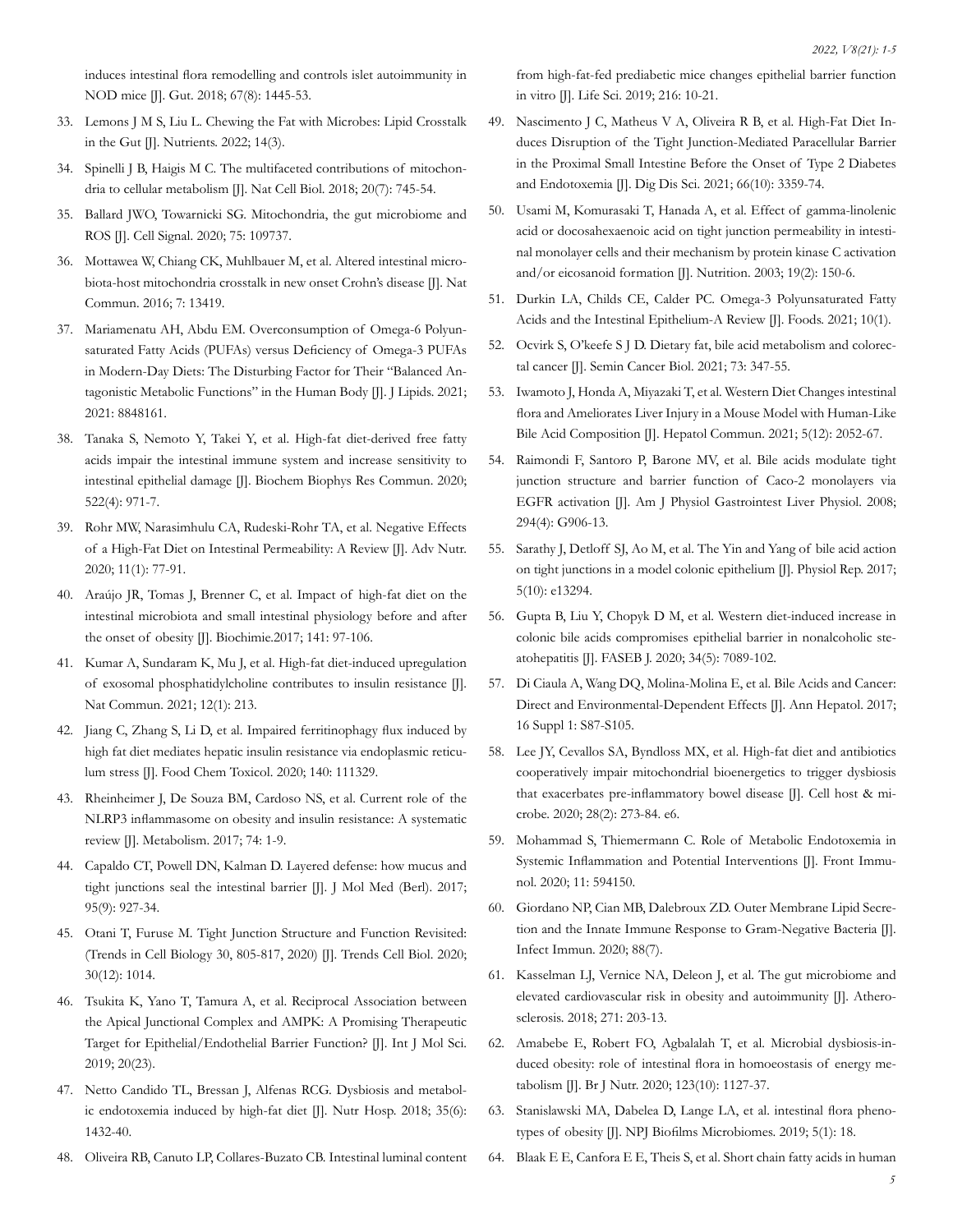induces intestinal flora remodelling and controls islet autoimmunity in NOD mice [J]. Gut. 2018; 67(8): 1445-53.

33. Lemons J M S, Liu L. Chewing the Fat with Microbes: Lipid Crosstalk in the Gut [J]. Nutrients. 2022; 14(3).
34. Spinelli J B, Haigis M C. The multifaceted contributions of mitochondria to cellular metabolism [J]. Nat Cell Biol. 2018; 20(7): 745-54.
35. Ballard JWO, Towarnicki SG. Mitochondria, the gut microbiome and ROS [J]. Cell Signal. 2020; 75: 109737.
36. Mottawea W, Chiang CK, Muhlbauer M, et al. Altered intestinal microbiota-host mitochondria crosstalk in new onset Crohn's disease [J]. Nat Commun. 2016; 7: 13419.
37. Mariamenatu AH, Abdu EM. Overconsumption of Omega-6 Polyunsaturated Fatty Acids (PUFAs) versus Deficiency of Omega-3 PUFAs in Modern-Day Diets: The Disturbing Factor for Their "Balanced Antagonistic Metabolic Functions" in the Human Body [J]. J Lipids. 2021; 2021: 8848161.
38. Tanaka S, Nemoto Y, Takei Y, et al. High-fat diet-derived free fatty acids impair the intestinal immune system and increase sensitivity to intestinal epithelial damage [J]. Biochem Biophys Res Commun. 2020; 522(4): 971-7.
39. Rohr MW, Narasimhulu CA, Rudeski-Rohr TA, et al. Negative Effects of a High-Fat Diet on Intestinal Permeability: A Review [J]. Adv Nutr. 2020; 11(1): 77-91.
40. Araújo JR, Tomas J, Brenner C, et al. Impact of high-fat diet on the intestinal microbiota and small intestinal physiology before and after the onset of obesity [J]. Biochimie.2017; 141: 97-106.
41. Kumar A, Sundaram K, Mu J, et al. High-fat diet-induced upregulation of exosomal phosphatidylcholine contributes to insulin resistance [J]. Nat Commun. 2021; 12(1): 213.
42. Jiang C, Zhang S, Li D, et al. Impaired ferritinophagy flux induced by high fat diet mediates hepatic insulin resistance via endoplasmic reticulum stress [J]. Food Chem Toxicol. 2020; 140: 111329.
43. Rheinheimer J, De Souza BM, Cardoso NS, et al. Current role of the NLRP3 inflammasome on obesity and insulin resistance: A systematic review [J]. Metabolism. 2017; 74: 1-9.
44. Capaldo CT, Powell DN, Kalman D. Layered defense: how mucus and tight junctions seal the intestinal barrier [J]. J Mol Med (Berl). 2017; 95(9): 927-34.
45. Otani T, Furuse M. Tight Junction Structure and Function Revisited: (Trends in Cell Biology 30, 805-817, 2020) [J]. Trends Cell Biol. 2020; 30(12): 1014.
46. Tsukita K, Yano T, Tamura A, et al. Reciprocal Association between the Apical Junctional Complex and AMPK: A Promising Therapeutic Target for Epithelial/Endothelial Barrier Function? [J]. Int J Mol Sci. 2019; 20(23).
47. Netto Candido TL, Bressan J, Alfenas RCG. Dysbiosis and metabolic endotoxemia induced by high-fat diet [J]. Nutr Hosp. 2018; 35(6): 1432-40.
48. Oliveira RB, Canuto LP, Collares-Buzato CB. Intestinal luminal content from high-fat-fed prediabetic mice changes epithelial barrier function in vitro [J]. Life Sci. 2019; 216: 10-21.
49. Nascimento J C, Matheus V A, Oliveira R B, et al. High-Fat Diet Induces Disruption of the Tight Junction-Mediated Paracellular Barrier in the Proximal Small Intestine Before the Onset of Type 2 Diabetes and Endotoxemia [J]. Dig Dis Sci. 2021; 66(10): 3359-74.
50. Usami M, Komurasaki T, Hanada A, et al. Effect of gamma-linolenic acid or docosahexaenoic acid on tight junction permeability in intestinal monolayer cells and their mechanism by protein kinase C activation and/or eicosanoid formation [J]. Nutrition. 2003; 19(2): 150-6.
51. Durkin LA, Childs CE, Calder PC. Omega-3 Polyunsaturated Fatty Acids and the Intestinal Epithelium-A Review [J]. Foods. 2021; 10(1).
52. Ocvirk S, O'keefe S J D. Dietary fat, bile acid metabolism and colorectal cancer [J]. Semin Cancer Biol. 2021; 73: 347-55.
53. Iwamoto J, Honda A, Miyazaki T, et al. Western Diet Changes intestinal flora and Ameliorates Liver Injury in a Mouse Model with Human-Like Bile Acid Composition [J]. Hepatol Commun. 2021; 5(12): 2052-67.
54. Raimondi F, Santoro P, Barone MV, et al. Bile acids modulate tight junction structure and barrier function of Caco-2 monolayers via EGFR activation [J]. Am J Physiol Gastrointest Liver Physiol. 2008; 294(4): G906-13.
55. Sarathy J, Detloff SJ, Ao M, et al. The Yin and Yang of bile acid action on tight junctions in a model colonic epithelium [J]. Physiol Rep. 2017; 5(10): e13294.
56. Gupta B, Liu Y, Chopyk D M, et al. Western diet-induced increase in colonic bile acids compromises epithelial barrier in nonalcoholic steatohepatitis [J]. FASEB J. 2020; 34(5): 7089-102.
57. Di Ciaula A, Wang DQ, Molina-Molina E, et al. Bile Acids and Cancer: Direct and Environmental-Dependent Effects [J]. Ann Hepatol. 2017; 16 Suppl 1: S87-S105.
58. Lee JY, Cevallos SA, Byndloss MX, et al. High-fat diet and antibiotics cooperatively impair mitochondrial bioenergetics to trigger dysbiosis that exacerbates pre-inflammatory bowel disease [J]. Cell host & microbe. 2020; 28(2): 273-84. e6.
59. Mohammad S, Thiemermann C. Role of Metabolic Endotoxemia in Systemic Inflammation and Potential Interventions [J]. Front Immunol. 2020; 11: 594150.
60. Giordano NP, Cian MB, Dalebroux ZD. Outer Membrane Lipid Secretion and the Innate Immune Response to Gram-Negative Bacteria [J]. Infect Immun. 2020; 88(7).
61. Kasselman LJ, Vernice NA, Deleon J, et al. The gut microbiome and elevated cardiovascular risk in obesity and autoimmunity [J]. Atherosclerosis. 2018; 271: 203-13.
62. Amabebe E, Robert FO, Agbalalah T, et al. Microbial dysbiosis-induced obesity: role of intestinal flora in homoeostasis of energy metabolism [J]. Br J Nutr. 2020; 123(10): 1127-37.
63. Stanislawski MA, Dabelea D, Lange LA, et al. intestinal flora phenotypes of obesity [J]. NPJ Biofilms Microbiomes. 2019; 5(1): 18.
64. Blaak E E, Canfora E E, Theis S, et al. Short chain fatty acids in human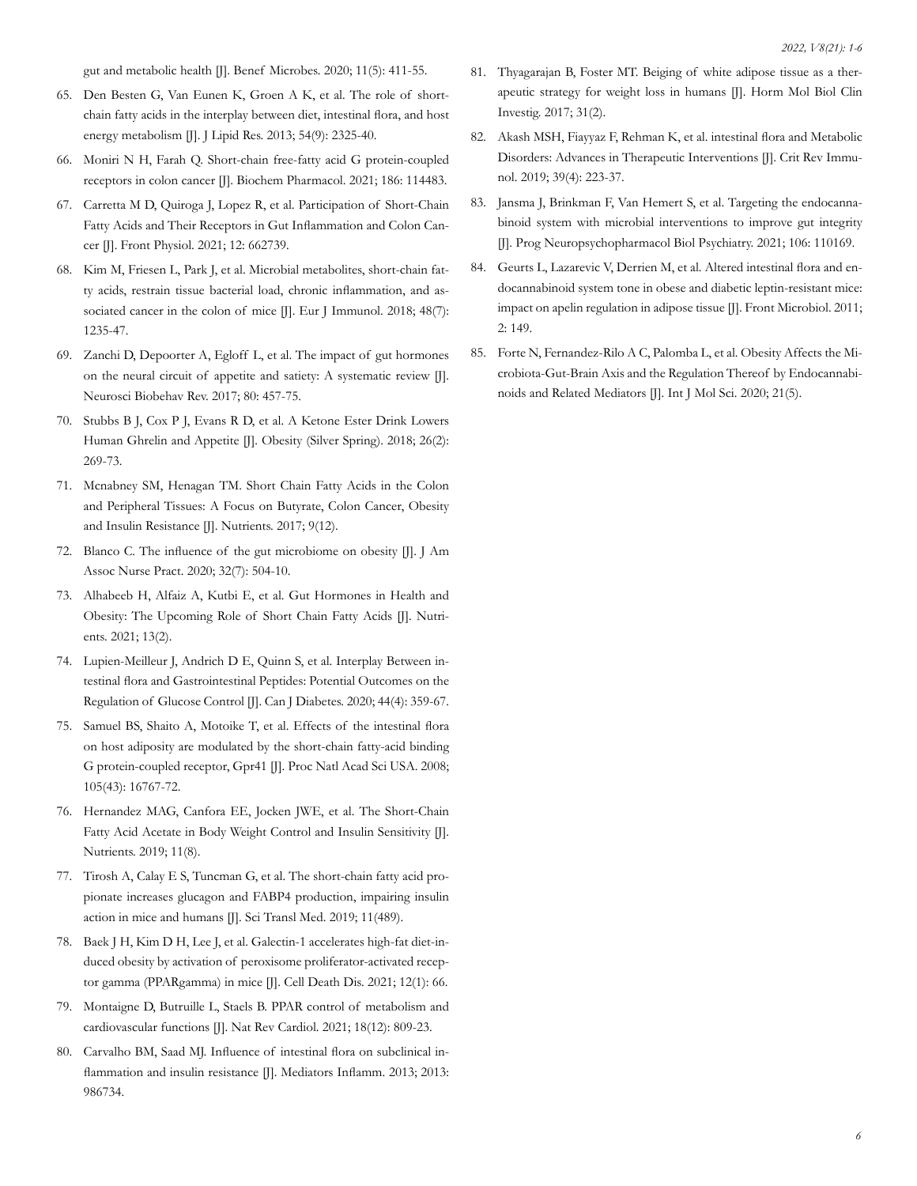gut and metabolic health [J]. Benef Microbes. 2020; 11(5): 411-55.

65. Den Besten G, Van Eunen K, Groen A K, et al. The role of short-chain fatty acids in the interplay between diet, intestinal flora, and host energy metabolism [J]. J Lipid Res. 2013; 54(9): 2325-40.
66. Moniri N H, Farah Q. Short-chain free-fatty acid G protein-coupled receptors in colon cancer [J]. Biochem Pharmacol. 2021; 186: 114483.
67. Carretta M D, Quiroga J, Lopez R, et al. Participation of Short-Chain Fatty Acids and Their Receptors in Gut Inflammation and Colon Cancer [J]. Front Physiol. 2021; 12: 662739.
68. Kim M, Friesen L, Park J, et al. Microbial metabolites, short-chain fatty acids, restrain tissue bacterial load, chronic inflammation, and associated cancer in the colon of mice [J]. Eur J Immunol. 2018; 48(7): 1235-47.
69. Zanchi D, Depoorter A, Egloff L, et al. The impact of gut hormones on the neural circuit of appetite and satiety: A systematic review [J]. Neurosci Biobehav Rev. 2017; 80: 457-75.
70. Stubbs B J, Cox P J, Evans R D, et al. A Ketone Ester Drink Lowers Human Ghrelin and Appetite [J]. Obesity (Silver Spring). 2018; 26(2): 269-73.
71. Mcnabney SM, Henagan TM. Short Chain Fatty Acids in the Colon and Peripheral Tissues: A Focus on Butyrate, Colon Cancer, Obesity and Insulin Resistance [J]. Nutrients. 2017; 9(12).
72. Blanco C. The influence of the gut microbiome on obesity [J]. J Am Assoc Nurse Pract. 2020; 32(7): 504-10.
73. Alhabeeb H, Alfaiz A, Kutbi E, et al. Gut Hormones in Health and Obesity: The Upcoming Role of Short Chain Fatty Acids [J]. Nutrients. 2021; 13(2).
74. Lupien-Meilleur J, Andrich D E, Quinn S, et al. Interplay Between intestinal flora and Gastrointestinal Peptides: Potential Outcomes on the Regulation of Glucose Control [J]. Can J Diabetes. 2020; 44(4): 359-67.
75. Samuel BS, Shaito A, Motoike T, et al. Effects of the intestinal flora on host adiposity are modulated by the short-chain fatty-acid binding G protein-coupled receptor, Gpr41 [J]. Proc Natl Acad Sci USA. 2008; 105(43): 16767-72.
76. Hernandez MAG, Canfora EE, Jocken JWE, et al. The Short-Chain Fatty Acid Acetate in Body Weight Control and Insulin Sensitivity [J]. Nutrients. 2019; 11(8).
77. Tirosh A, Calay E S, Tuncman G, et al. The short-chain fatty acid propionate increases glucagon and FABP4 production, impairing insulin action in mice and humans [J]. Sci Transl Med. 2019; 11(489).
78. Baek J H, Kim D H, Lee J, et al. Galectin-1 accelerates high-fat diet-induced obesity by activation of peroxisome proliferator-activated receptor gamma (PPARgamma) in mice [J]. Cell Death Dis. 2021; 12(1): 66.
79. Montaigne D, Butruille L, Staels B. PPAR control of metabolism and cardiovascular functions [J]. Nat Rev Cardiol. 2021; 18(12): 809-23.
80. Carvalho BM, Saad MJ. Influence of intestinal flora on subclinical inflammation and insulin resistance [J]. Mediators Inflamm. 2013; 2013: 986734.
81. Thyagarajan B, Foster MT. Beiging of white adipose tissue as a therapeutic strategy for weight loss in humans [J]. Horm Mol Biol Clin Investig. 2017; 31(2).
82. Akash MSH, Fiayyaz F, Rehman K, et al. intestinal flora and Metabolic Disorders: Advances in Therapeutic Interventions [J]. Crit Rev Immunol. 2019; 39(4): 223-37.
83. Jansma J, Brinkman F, Van Hemert S, et al. Targeting the endocannabinoid system with microbial interventions to improve gut integrity [J]. Prog Neuropsychopharmacol Biol Psychiatry. 2021; 106: 110169.
84. Geurts L, Lazarevic V, Derrien M, et al. Altered intestinal flora and endocannabinoid system tone in obese and diabetic leptin-resistant mice: impact on apelin regulation in adipose tissue [J]. Front Microbiol. 2011; 2: 149.
85. Forte N, Fernandez-Rilo A C, Palomba L, et al. Obesity Affects the Microbiota-Gut-Brain Axis and the Regulation Thereof by Endocannabinoids and Related Mediators [J]. Int J Mol Sci. 2020; 21(5).